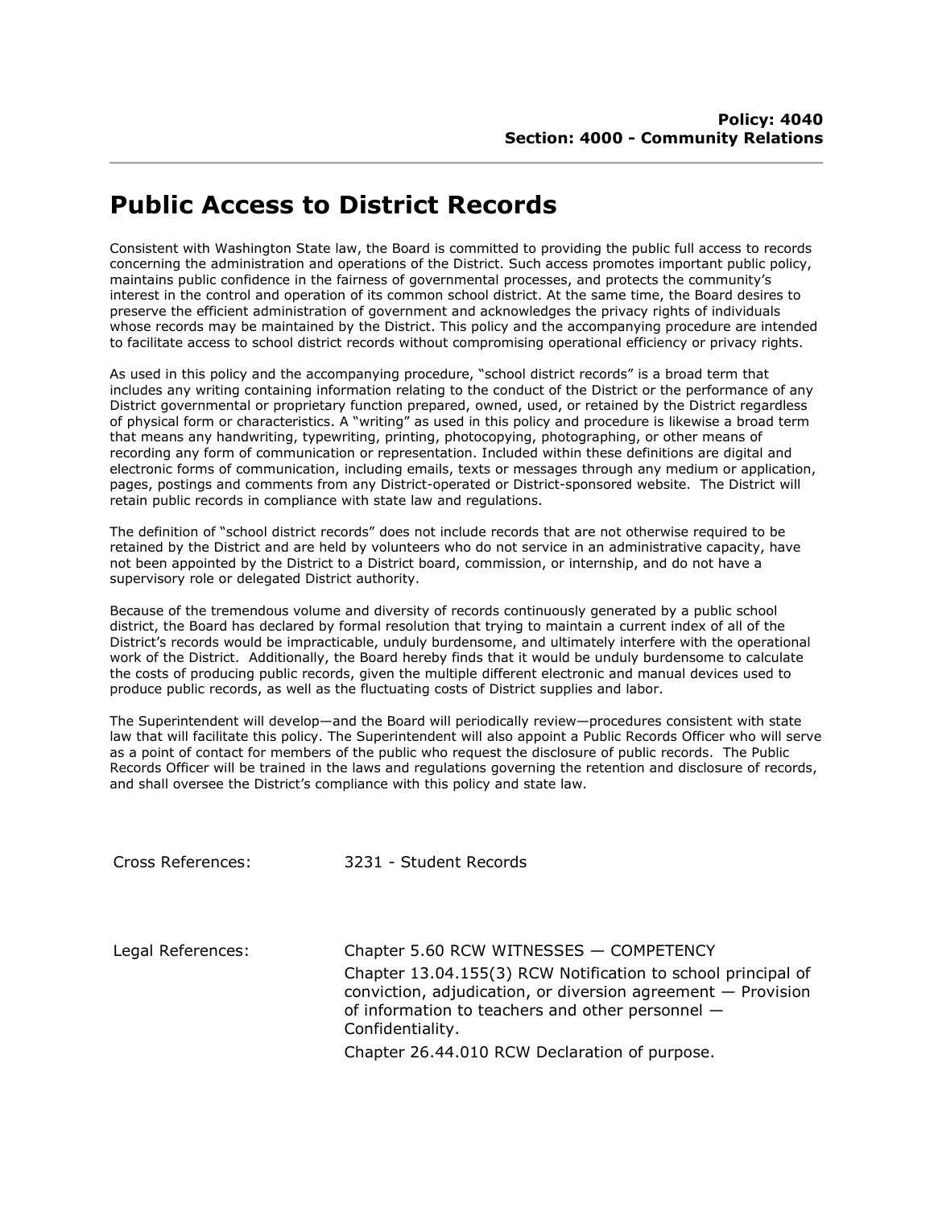**Policy: 4040**
**Section: 4000 - Community Relations**

# Public Access to District Records

Consistent with Washington State law, the Board is committed to providing the public full access to records concerning the administration and operations of the District. Such access promotes important public policy, maintains public confidence in the fairness of governmental processes, and protects the community's interest in the control and operation of its common school district. At the same time, the Board desires to preserve the efficient administration of government and acknowledges the privacy rights of individuals whose records may be maintained by the District. This policy and the accompanying procedure are intended to facilitate access to school district records without compromising operational efficiency or privacy rights.

As used in this policy and the accompanying procedure, "school district records" is a broad term that includes any writing containing information relating to the conduct of the District or the performance of any District governmental or proprietary function prepared, owned, used, or retained by the District regardless of physical form or characteristics. A "writing" as used in this policy and procedure is likewise a broad term that means any handwriting, typewriting, printing, photocopying, photographing, or other means of recording any form of communication or representation. Included within these definitions are digital and electronic forms of communication, including emails, texts or messages through any medium or application, pages, postings and comments from any District-operated or District-sponsored website. The District will retain public records in compliance with state law and regulations.

The definition of "school district records" does not include records that are not otherwise required to be retained by the District and are held by volunteers who do not service in an administrative capacity, have not been appointed by the District to a District board, commission, or internship, and do not have a supervisory role or delegated District authority.

Because of the tremendous volume and diversity of records continuously generated by a public school district, the Board has declared by formal resolution that trying to maintain a current index of all of the District's records would be impracticable, unduly burdensome, and ultimately interfere with the operational work of the District. Additionally, the Board hereby finds that it would be unduly burdensome to calculate the costs of producing public records, given the multiple different electronic and manual devices used to produce public records, as well as the fluctuating costs of District supplies and labor.

The Superintendent will develop—and the Board will periodically review—procedures consistent with state law that will facilitate this policy. The Superintendent will also appoint a Public Records Officer who will serve as a point of contact for members of the public who request the disclosure of public records. The Public Records Officer will be trained in the laws and regulations governing the retention and disclosure of records, and shall oversee the District's compliance with this policy and state law.

Cross References: 3231 - Student Records

Legal References:

Chapter 5.60 RCW WITNESSES — COMPETENCY

Chapter 13.04.155(3) RCW Notification to school principal of conviction, adjudication, or diversion agreement — Provision of information to teachers and other personnel — Confidentiality.

Chapter 26.44.010 RCW Declaration of purpose.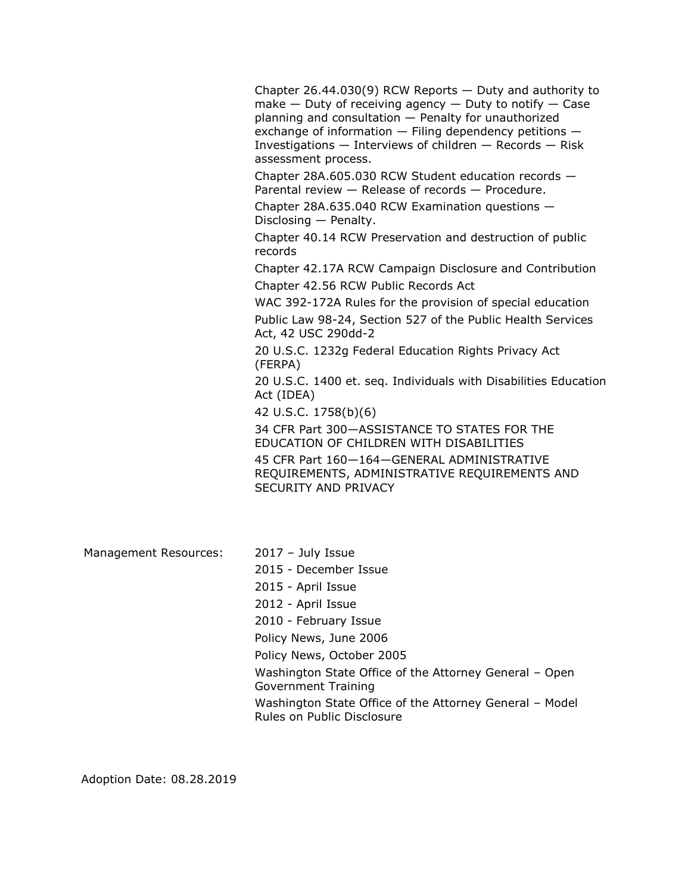Chapter 26.44.030(9) RCW Reports — Duty and authority to make — Duty of receiving agency — Duty to notify — Case planning and consultation — Penalty for unauthorized exchange of information — Filing dependency petitions — Investigations — Interviews of children — Records — Risk assessment process.

Chapter 28A.605.030 RCW Student education records — Parental review — Release of records — Procedure.

Chapter 28A.635.040 RCW Examination questions — Disclosing — Penalty.

Chapter 40.14 RCW Preservation and destruction of public records

Chapter 42.17A RCW Campaign Disclosure and Contribution

Chapter 42.56 RCW Public Records Act

WAC 392-172A Rules for the provision of special education

Public Law 98-24, Section 527 of the Public Health Services Act, 42 USC 290dd-2

20 U.S.C. 1232g Federal Education Rights Privacy Act (FERPA)

20 U.S.C. 1400 et. seq. Individuals with Disabilities Education Act (IDEA)

42 U.S.C. 1758(b)(6)

34 CFR Part 300—ASSISTANCE TO STATES FOR THE EDUCATION OF CHILDREN WITH DISABILITIES

45 CFR Part 160—164—GENERAL ADMINISTRATIVE REQUIREMENTS, ADMINISTRATIVE REQUIREMENTS AND SECURITY AND PRIVACY

Management Resources:

2017 – July Issue

2015 - December Issue

2015 - April Issue

2012 - April Issue

2010 - February Issue

Policy News, June 2006

Policy News, October 2005

Washington State Office of the Attorney General – Open Government Training

Washington State Office of the Attorney General – Model Rules on Public Disclosure

Adoption Date: 08.28.2019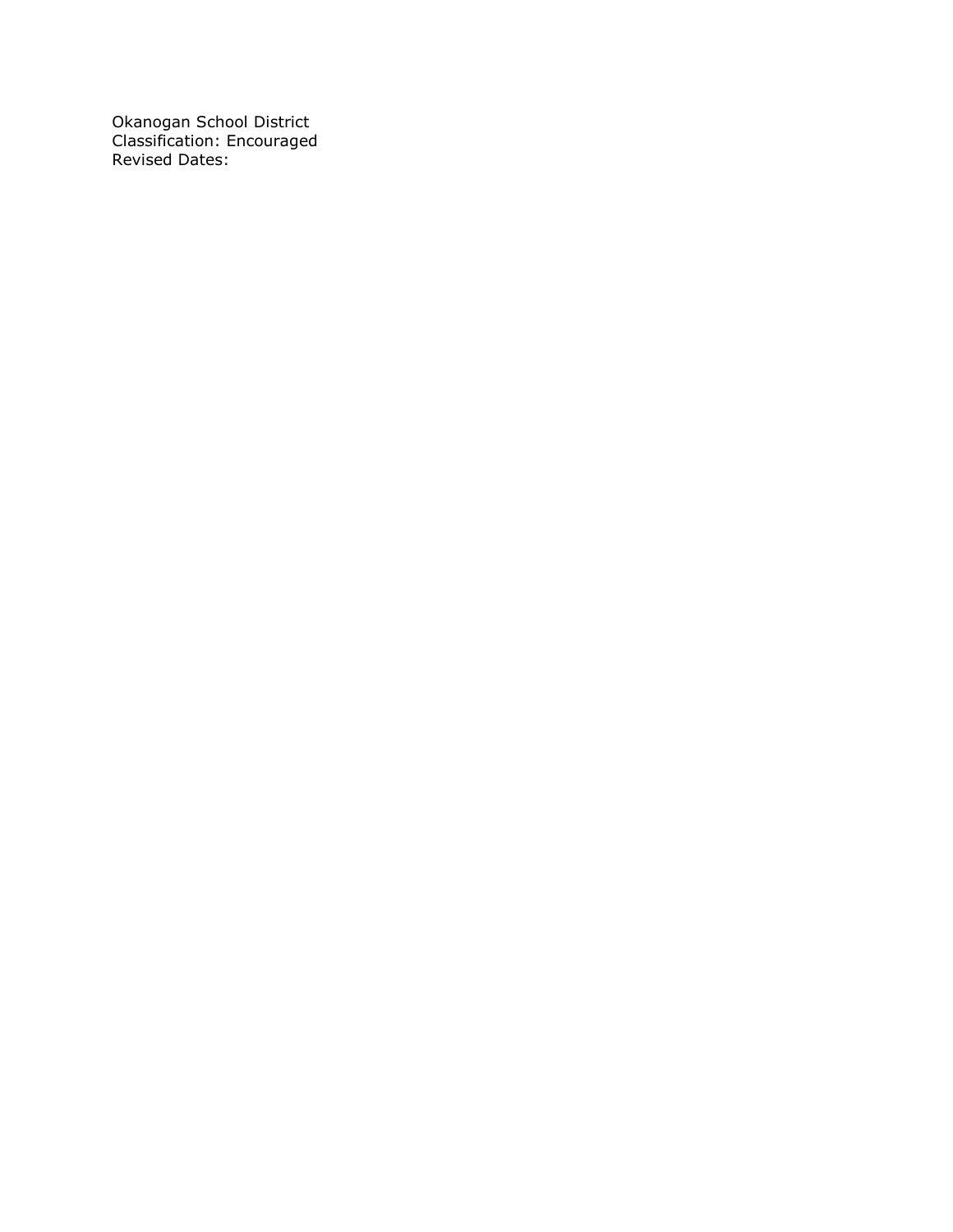Okanogan School District
Classification: Encouraged
Revised Dates: